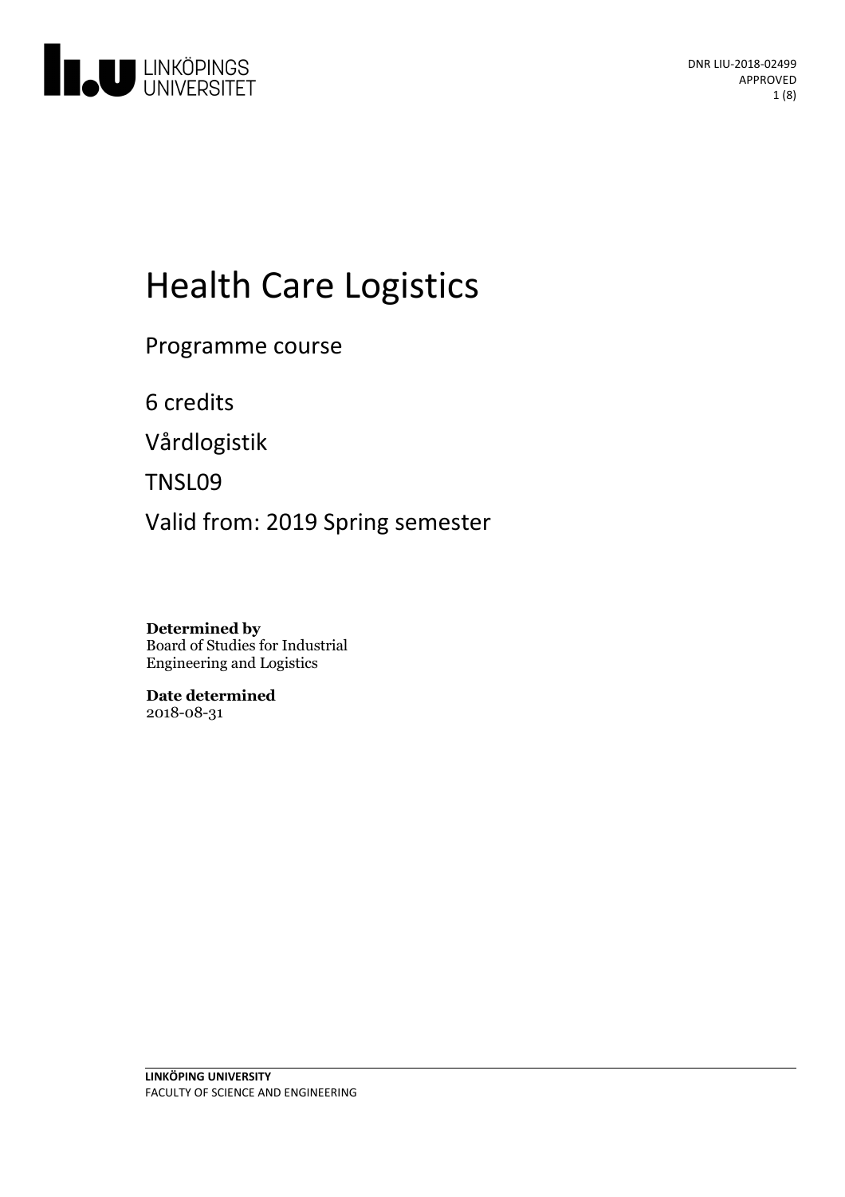DNR LIU-2018-02499
APPROVED

# Health Care Logistics

Programme course

6 credits

Vårdlogistik

TNSL09

Valid from: 2019 Spring semester

**Determined by**
Board of Studies for Industrial Engineering and Logistics

**Date determined**
2018-08-31

**LINKÖPING UNIVERSITY**
FACULTY OF SCIENCE AND ENGINEERING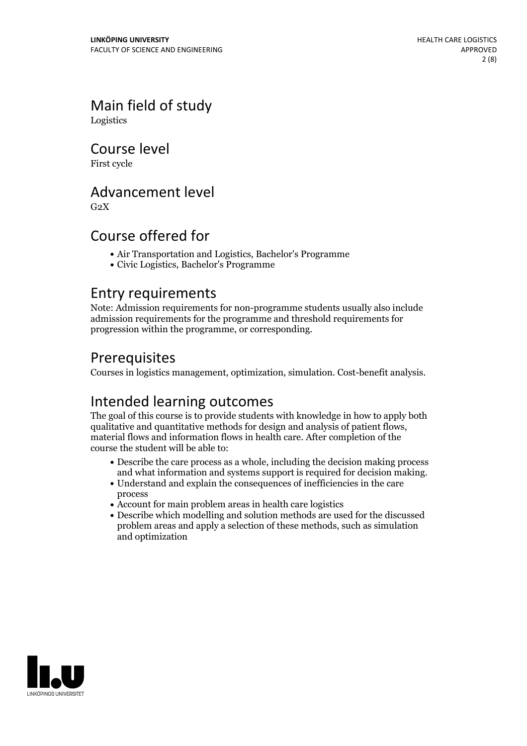## Main field of study

Logistics

## Course level

First cycle

## Advancement level

G2X

## Course offered for

- Air Transportation and Logistics, Bachelor's Programme
- Civic Logistics, Bachelor's Programme

## Entry requirements

Note: Admission requirements for non-programme students usually also include admission requirements for the programme and threshold requirements for progression within the programme, or corresponding.

## Prerequisites

Courses in logistics management, optimization, simulation. Cost-benefit analysis.

## Intended learning outcomes

The goal of this course is to provide students with knowledge in how to apply both qualitative and quantitative methods for design and analysis of patient flows, material flows and information flows in health care. After completion of the course the student will be able to:

- Describe the care process as a whole, including the decision making process and what information and systems support is required for decision making.
- Understand and explain the consequences of inefficiencies in the care process
- Account for main problem areas in health care logistics
- Describe which modelling and solution methods are used for the discussed problem areas and apply a selection of these methods, such as simulation and optimization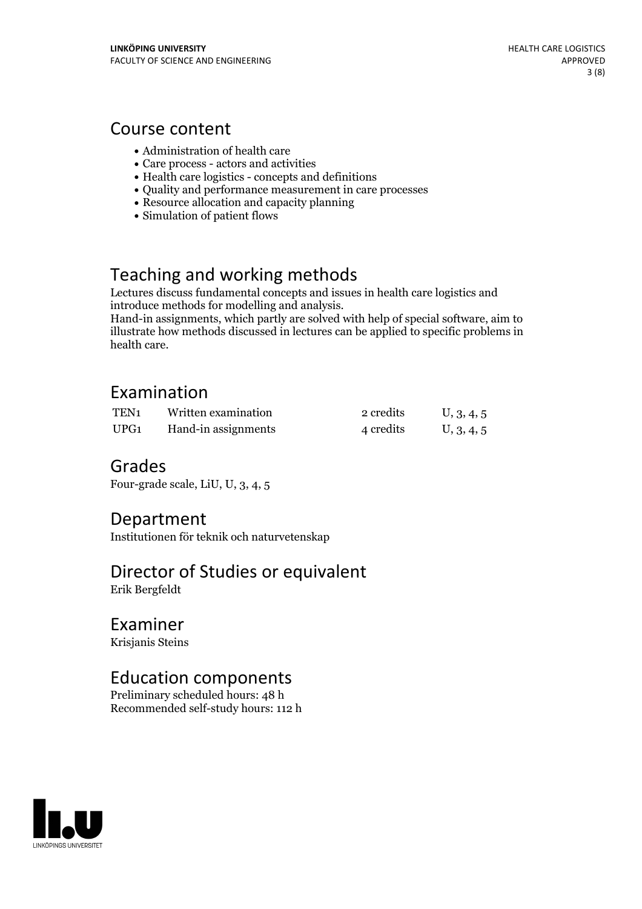## Course content

- Administration of health care
- Care process - actors and activities
- Health care logistics - concepts and definitions
- Quality and performance measurement in care processes
- Resource allocation and capacity planning
- Simulation of patient flows

## Teaching and working methods

Lectures discuss fundamental concepts and issues in health care logistics and introduce methods for modelling and analysis.
Hand-in assignments, which partly are solved with help of special software, aim to illustrate how methods discussed in lectures can be applied to specific problems in health care.

## Examination

| | | | |
|---|---|---|---|
| TEN1 | Written examination | 2 credits | U, 3, 4, 5 |
| UPG1 | Hand-in assignments | 4 credits | U, 3, 4, 5 |

## Grades

Four-grade scale, LiU, U, 3, 4, 5

## Department

Institutionen för teknik och naturvetenskap

## Director of Studies or equivalent

Erik Bergfeldt

## Examiner

Krisjanis Steins

## Education components

Preliminary scheduled hours: 48 h
Recommended self-study hours: 112 h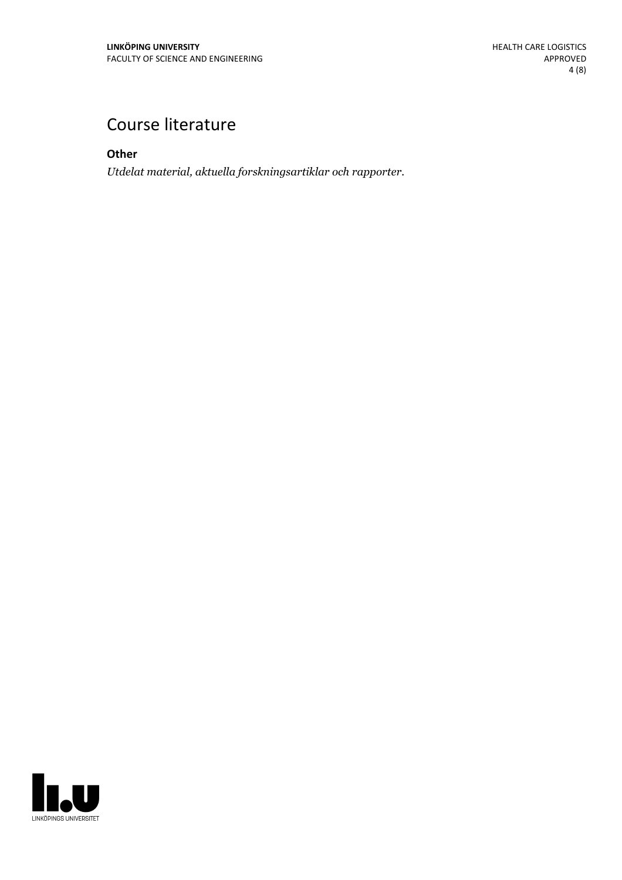# Course literature

**Other**

*Utdelat material, aktuella forskningsartiklar och rapporter.*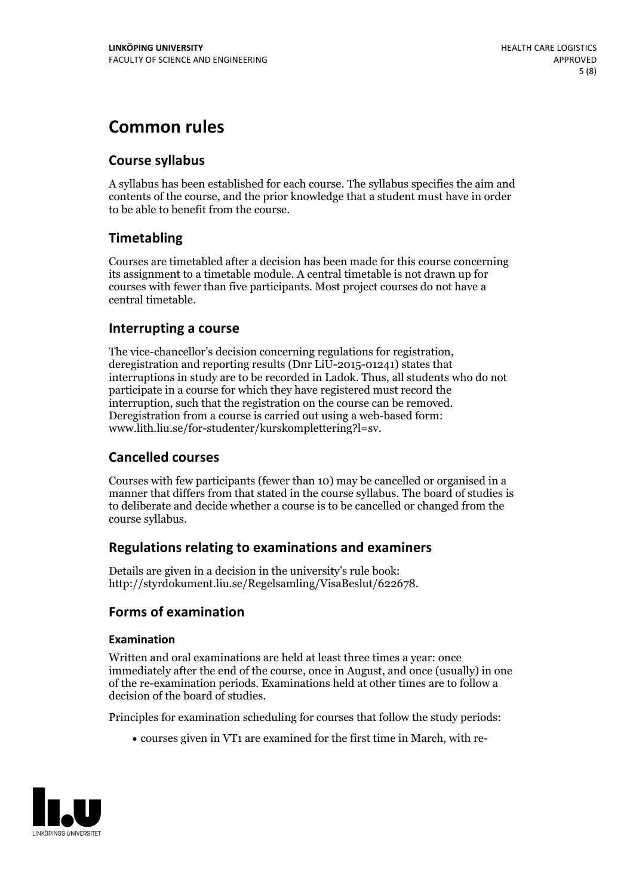# Common rules

## Course syllabus

A syllabus has been established for each course. The syllabus specifies the aim and contents of the course, and the prior knowledge that a student must have in order to be able to benefit from the course.

## Timetabling

Courses are timetabled after a decision has been made for this course concerning its assignment to a timetable module. A central timetable is not drawn up for courses with fewer than five participants. Most project courses do not have a central timetable.

## Interrupting a course

The vice-chancellor's decision concerning regulations for registration, deregistration and reporting results (Dnr LiU-2015-01241) states that interruptions in study are to be recorded in Ladok. Thus, all students who do not participate in a course for which they have registered must record the interruption, such that the registration on the course can be removed. Deregistration from a course is carried out using a web-based form: www.lith.liu.se/for-studenter/kurskomplettering?l=sv.

## Cancelled courses

Courses with few participants (fewer than 10) may be cancelled or organised in a manner that differs from that stated in the course syllabus. The board of studies is to deliberate and decide whether a course is to be cancelled or changed from the course syllabus.

## Regulations relating to examinations and examiners

Details are given in a decision in the university's rule book: http://styrdokument.liu.se/Regelsamling/VisaBeslut/622678.

## Forms of examination

### Examination

Written and oral examinations are held at least three times a year: once immediately after the end of the course, once in August, and once (usually) in one of the re-examination periods. Examinations held at other times are to follow a decision of the board of studies.

Principles for examination scheduling for courses that follow the study periods:

- courses given in VT1 are examined for the first time in March, with re-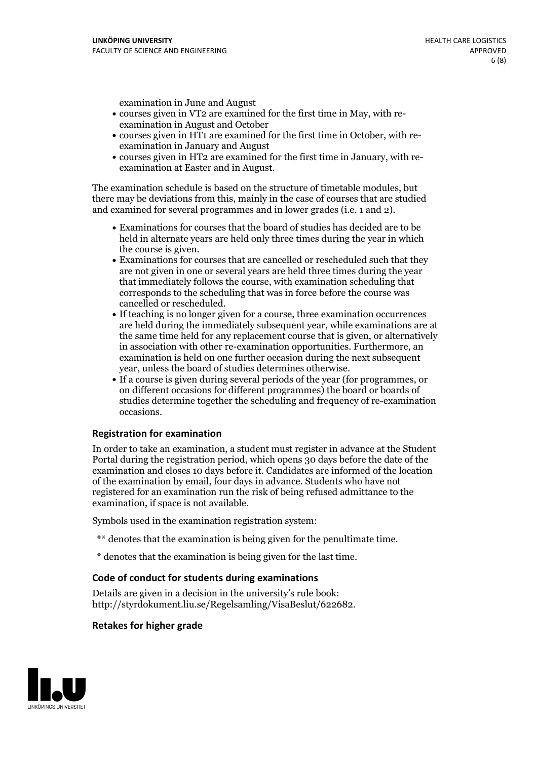examination in June and August

- courses given in VT2 are examined for the first time in May, with re-examination in August and October
- courses given in HT1 are examined for the first time in October, with re-examination in January and August
- courses given in HT2 are examined for the first time in January, with re-examination at Easter and in August.

The examination schedule is based on the structure of timetable modules, but there may be deviations from this, mainly in the case of courses that are studied and examined for several programmes and in lower grades (i.e. 1 and 2).

- Examinations for courses that the board of studies has decided are to be held in alternate years are held only three times during the year in which the course is given.
- Examinations for courses that are cancelled or rescheduled such that they are not given in one or several years are held three times during the year that immediately follows the course, with examination scheduling that corresponds to the scheduling that was in force before the course was cancelled or rescheduled.
- If teaching is no longer given for a course, three examination occurrences are held during the immediately subsequent year, while examinations are at the same time held for any replacement course that is given, or alternatively in association with other re-examination opportunities. Furthermore, an examination is held on one further occasion during the next subsequent year, unless the board of studies determines otherwise.
- If a course is given during several periods of the year (for programmes, or on different occasions for different programmes) the board or boards of studies determine together the scheduling and frequency of re-examination occasions.

### Registration for examination

In order to take an examination, a student must register in advance at the Student Portal during the registration period, which opens 30 days before the date of the examination and closes 10 days before it. Candidates are informed of the location of the examination by email, four days in advance. Students who have not registered for an examination run the risk of being refused admittance to the examination, if space is not available.

Symbols used in the examination registration system:

** denotes that the examination is being given for the penultimate time.

* denotes that the examination is being given for the last time.

### Code of conduct for students during examinations

Details are given in a decision in the university's rule book: http://styrdokument.liu.se/Regelsamling/VisaBeslut/622682.

### Retakes for higher grade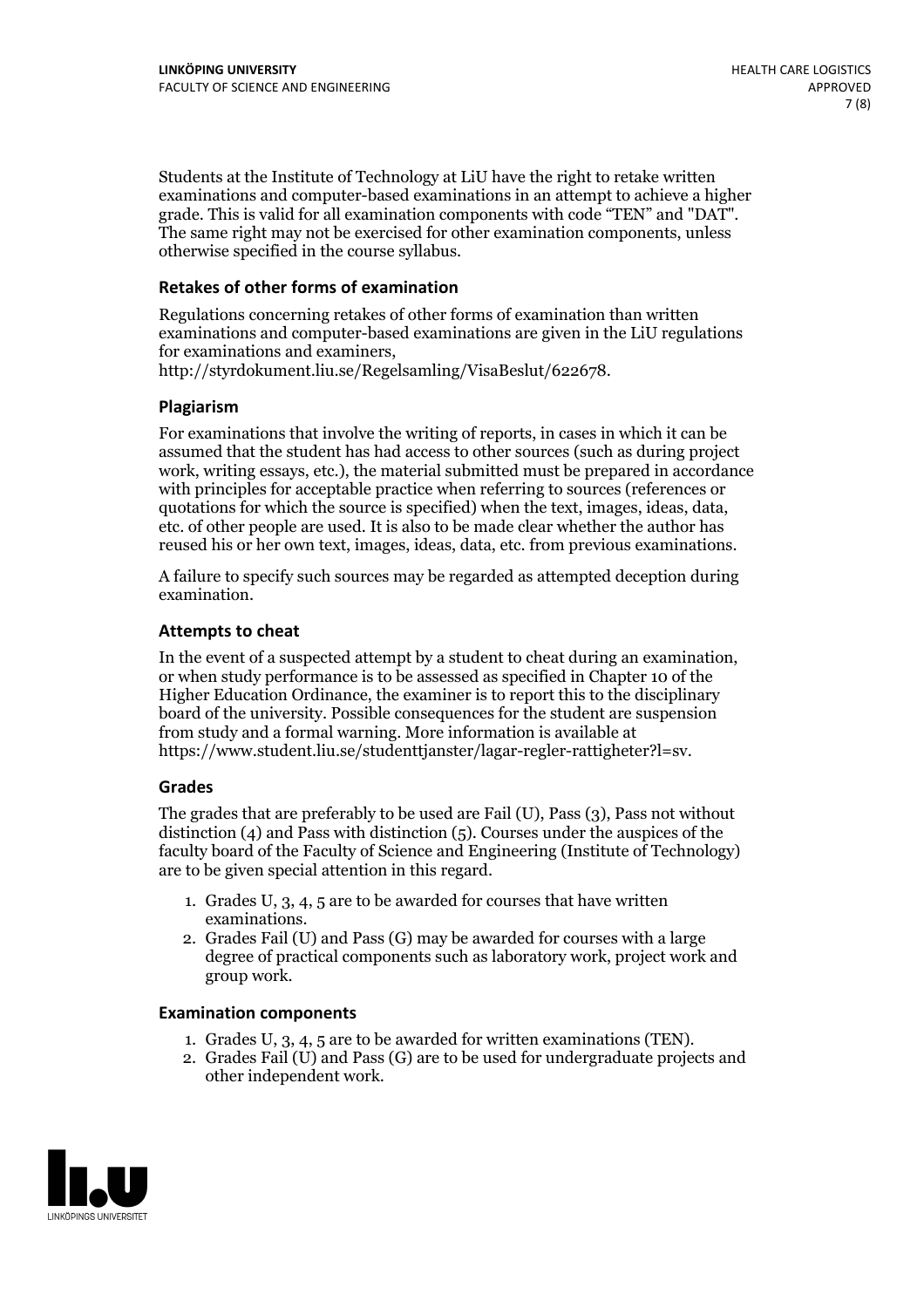Students at the Institute of Technology at LiU have the right to retake written examinations and computer-based examinations in an attempt to achieve a higher grade. This is valid for all examination components with code "TEN" and "DAT". The same right may not be exercised for other examination components, unless otherwise specified in the course syllabus.

### Retakes of other forms of examination

Regulations concerning retakes of other forms of examination than written examinations and computer-based examinations are given in the LiU regulations for examinations and examiners, http://styrdokument.liu.se/Regelsamling/VisaBeslut/622678.

### Plagiarism

For examinations that involve the writing of reports, in cases in which it can be assumed that the student has had access to other sources (such as during project work, writing essays, etc.), the material submitted must be prepared in accordance with principles for acceptable practice when referring to sources (references or quotations for which the source is specified) when the text, images, ideas, data, etc. of other people are used. It is also to be made clear whether the author has reused his or her own text, images, ideas, data, etc. from previous examinations.

A failure to specify such sources may be regarded as attempted deception during examination.

### Attempts to cheat

In the event of a suspected attempt by a student to cheat during an examination, or when study performance is to be assessed as specified in Chapter 10 of the Higher Education Ordinance, the examiner is to report this to the disciplinary board of the university. Possible consequences for the student are suspension from study and a formal warning. More information is available at https://www.student.liu.se/studenttjanster/lagar-regler-rattigheter?l=sv.

### Grades

The grades that are preferably to be used are Fail (U), Pass (3), Pass not without distinction (4) and Pass with distinction (5). Courses under the auspices of the faculty board of the Faculty of Science and Engineering (Institute of Technology) are to be given special attention in this regard.

1. Grades U, 3, 4, 5 are to be awarded for courses that have written examinations.
2. Grades Fail (U) and Pass (G) may be awarded for courses with a large degree of practical components such as laboratory work, project work and group work.

### Examination components

1. Grades U, 3, 4, 5 are to be awarded for written examinations (TEN).
2. Grades Fail (U) and Pass (G) are to be used for undergraduate projects and other independent work.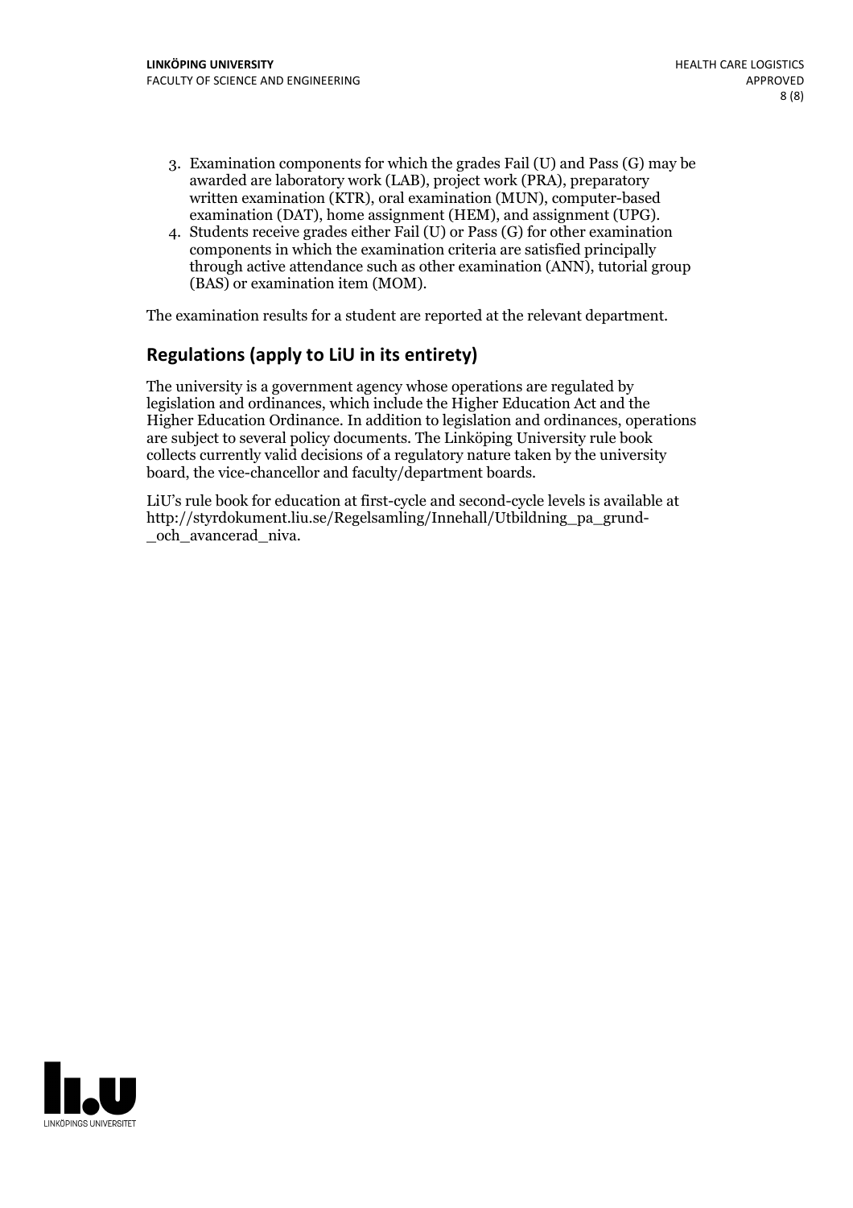3. Examination components for which the grades Fail (U) and Pass (G) may be awarded are laboratory work (LAB), project work (PRA), preparatory written examination (KTR), oral examination (MUN), computer-based examination (DAT), home assignment (HEM), and assignment (UPG).
4. Students receive grades either Fail (U) or Pass (G) for other examination components in which the examination criteria are satisfied principally through active attendance such as other examination (ANN), tutorial group (BAS) or examination item (MOM).

The examination results for a student are reported at the relevant department.

## Regulations (apply to LiU in its entirety)

The university is a government agency whose operations are regulated by legislation and ordinances, which include the Higher Education Act and the Higher Education Ordinance. In addition to legislation and ordinances, operations are subject to several policy documents. The Linköping University rule book collects currently valid decisions of a regulatory nature taken by the university board, the vice-chancellor and faculty/department boards.

LiU's rule book for education at first-cycle and second-cycle levels is available at http://styrdokument.liu.se/Regelsamling/Innehall/Utbildning_pa_grund-_och_avancerad_niva.